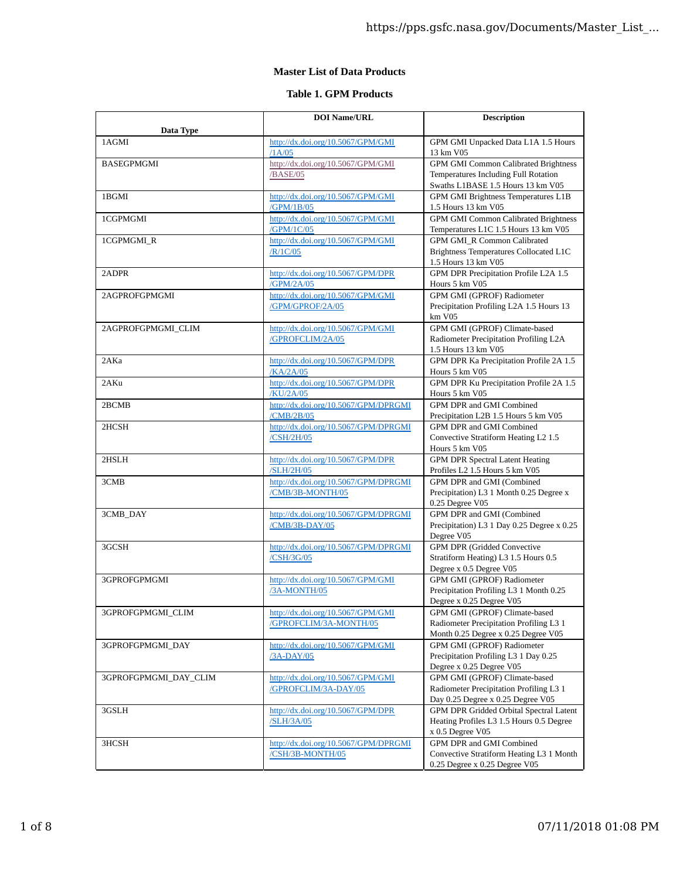# Master List of Data Products

## Table 1. GPM Products

| Data Type | DOI Name/URL | Description |
|---|---|---|
| 1AGMI | http://dx.doi.org/10.5067/GPM/GMI/1A/05 | GPM GMI Unpacked Data L1A 1.5 Hours 13 km V05 |
| BASEGPMGMI | http://dx.doi.org/10.5067/GPM/GMI/BASE/05 | GPM GMI Common Calibrated Brightness Temperatures Including Full Rotation Swaths L1BASE 1.5 Hours 13 km V05 |
| 1BGMI | http://dx.doi.org/10.5067/GPM/GMI/GPM/1B/05 | GPM GMI Brightness Temperatures L1B 1.5 Hours 13 km V05 |
| 1CGPMGMI | http://dx.doi.org/10.5067/GPM/GMI/GPM/1C/05 | GPM GMI Common Calibrated Brightness Temperatures L1C 1.5 Hours 13 km V05 |
| 1CGPMGMI_R | http://dx.doi.org/10.5067/GPM/GMI/R/1C/05 | GPM GMI_R Common Calibrated Brightness Temperatures Collocated L1C 1.5 Hours 13 km V05 |
| 2ADPR | http://dx.doi.org/10.5067/GPM/DPR/GPM/2A/05 | GPM DPR Precipitation Profile L2A 1.5 Hours 5 km V05 |
| 2AGPROFGPMGMI | http://dx.doi.org/10.5067/GPM/GMI/GPM/GPROF/2A/05 | GPM GMI (GPROF) Radiometer Precipitation Profiling L2A 1.5 Hours 13 km V05 |
| 2AGPROFGPMGMI_CLIM | http://dx.doi.org/10.5067/GPM/GMI/GPROFCLIM/2A/05 | GPM GMI (GPROF) Climate-based Radiometer Precipitation Profiling L2A 1.5 Hours 13 km V05 |
| 2AKa | http://dx.doi.org/10.5067/GPM/DPR/KA/2A/05 | GPM DPR Ka Precipitation Profile 2A 1.5 Hours 5 km V05 |
| 2AKu | http://dx.doi.org/10.5067/GPM/DPR/KU/2A/05 | GPM DPR Ku Precipitation Profile 2A 1.5 Hours 5 km V05 |
| 2BCMB | http://dx.doi.org/10.5067/GPM/DPRGMI/CMB/2B/05 | GPM DPR and GMI Combined Precipitation L2B 1.5 Hours 5 km V05 |
| 2HCSH | http://dx.doi.org/10.5067/GPM/DPRGMI/CSH/2H/05 | GPM DPR and GMI Combined Convective Stratiform Heating L2 1.5 Hours 5 km V05 |
| 2HSLH | http://dx.doi.org/10.5067/GPM/DPR/SLH/2H/05 | GPM DPR Spectral Latent Heating Profiles L2 1.5 Hours 5 km V05 |
| 3CMB | http://dx.doi.org/10.5067/GPM/DPRGMI/CMB/3B-MONTH/05 | GPM DPR and GMI (Combined Precipitation) L3 1 Month 0.25 Degree x 0.25 Degree V05 |
| 3CMB_DAY | http://dx.doi.org/10.5067/GPM/DPRGMI/CMB/3B-DAY/05 | GPM DPR and GMI (Combined Precipitation) L3 1 Day 0.25 Degree x 0.25 Degree V05 |
| 3GCSH | http://dx.doi.org/10.5067/GPM/DPRGMI/CSH/3G/05 | GPM DPR (Gridded Convective Stratiform Heating) L3 1.5 Hours 0.5 Degree x 0.5 Degree V05 |
| 3GPROFGPMGMI | http://dx.doi.org/10.5067/GPM/GMI/3A-MONTH/05 | GPM GMI (GPROF) Radiometer Precipitation Profiling L3 1 Month 0.25 Degree x 0.25 Degree V05 |
| 3GPROFGPMGMI_CLIM | http://dx.doi.org/10.5067/GPM/GMI/GPROFCLIM/3A-MONTH/05 | GPM GMI (GPROF) Climate-based Radiometer Precipitation Profiling L3 1 Month 0.25 Degree x 0.25 Degree V05 |
| 3GPROFGPMGMI_DAY | http://dx.doi.org/10.5067/GPM/GMI/3A-DAY/05 | GPM GMI (GPROF) Radiometer Precipitation Profiling L3 1 Day 0.25 Degree x 0.25 Degree V05 |
| 3GPROFGPMGMI_DAY_CLIM | http://dx.doi.org/10.5067/GPM/GMI/GPROFCLIM/3A-DAY/05 | GPM GMI (GPROF) Climate-based Radiometer Precipitation Profiling L3 1 Day 0.25 Degree x 0.25 Degree V05 |
| 3GSLH | http://dx.doi.org/10.5067/GPM/DPR/SLH/3A/05 | GPM DPR Gridded Orbital Spectral Latent Heating Profiles L3 1.5 Hours 0.5 Degree x 0.5 Degree V05 |
| 3HCSH | http://dx.doi.org/10.5067/GPM/DPRGMI/CSH/3B-MONTH/05 | GPM DPR and GMI Combined Convective Stratiform Heating L3 1 Month 0.25 Degree x 0.25 Degree V05 |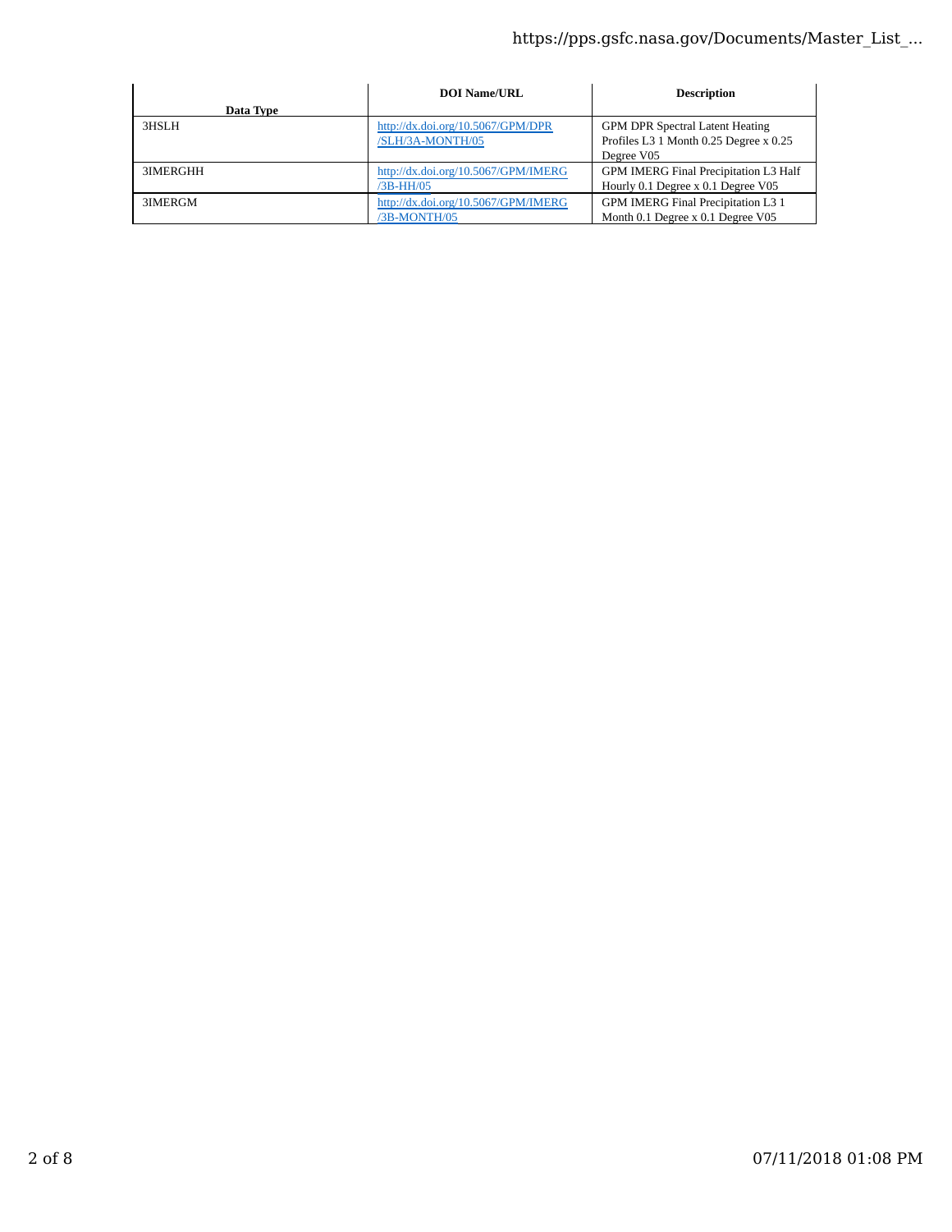| Data Type | DOI Name/URL | Description |
|---|---|---|
| 3HSLH | http://dx.doi.org/10.5067/GPM/DPR/SLH/3A-MONTH/05 | GPM DPR Spectral Latent Heating Profiles L3 1 Month 0.25 Degree x 0.25 Degree V05 |
| 3IMERGHH | http://dx.doi.org/10.5067/GPM/IMERG/3B-HH/05 | GPM IMERG Final Precipitation L3 Half Hourly 0.1 Degree x 0.1 Degree V05 |
| 3IMERGM | http://dx.doi.org/10.5067/GPM/IMERG/3B-MONTH/05 | GPM IMERG Final Precipitation L3 1 Month 0.1 Degree x 0.1 Degree V05 |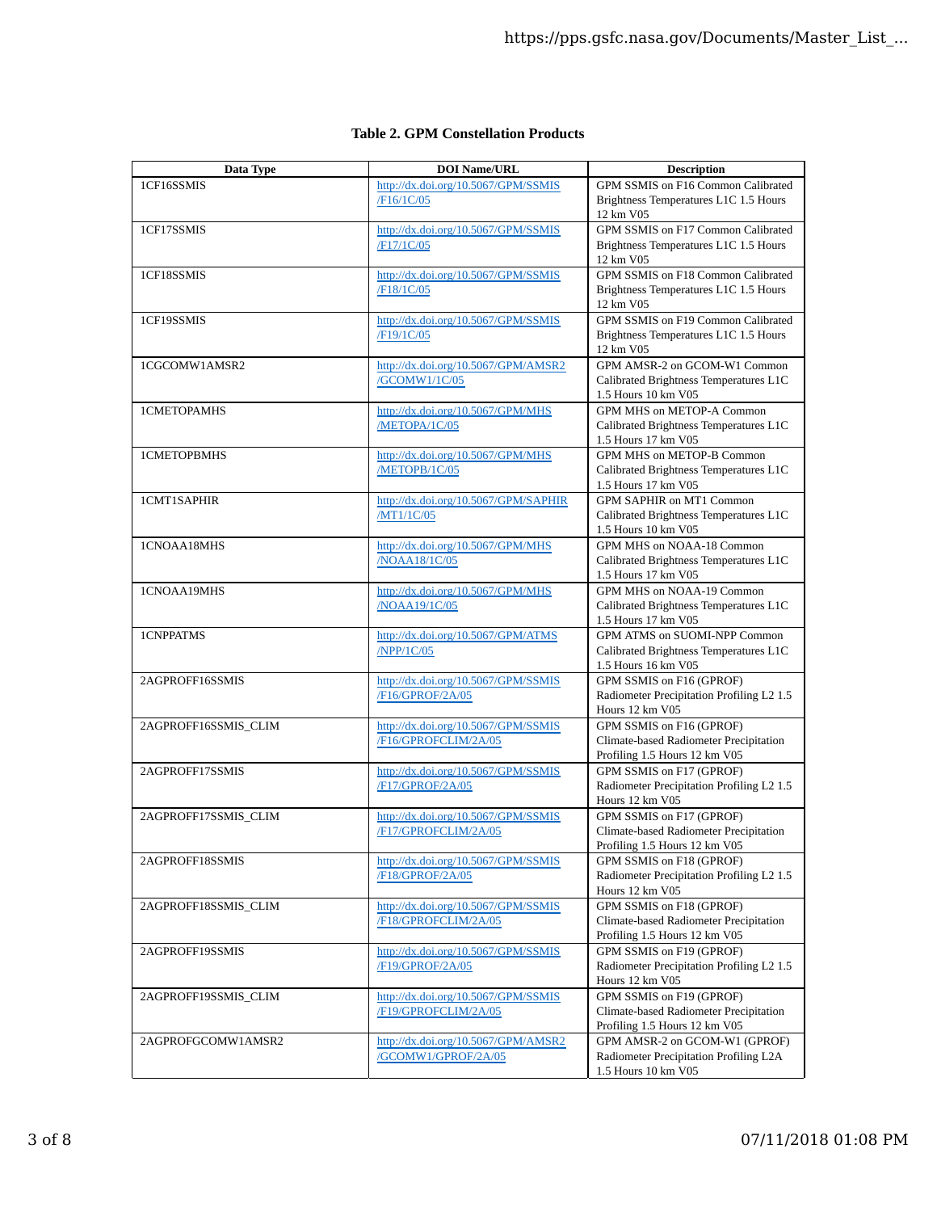**Table 2. GPM Constellation Products**

| Data Type | DOI Name/URL | Description |
| --- | --- | --- |
| 1CF16SSMIS | http://dx.doi.org/10.5067/GPM/SSMIS/F16/1C/05 | GPM SSMIS on F16 Common Calibrated Brightness Temperatures L1C 1.5 Hours 12 km V05 |
| 1CF17SSMIS | http://dx.doi.org/10.5067/GPM/SSMIS/F17/1C/05 | GPM SSMIS on F17 Common Calibrated Brightness Temperatures L1C 1.5 Hours 12 km V05 |
| 1CF18SSMIS | http://dx.doi.org/10.5067/GPM/SSMIS/F18/1C/05 | GPM SSMIS on F18 Common Calibrated Brightness Temperatures L1C 1.5 Hours 12 km V05 |
| 1CF19SSMIS | http://dx.doi.org/10.5067/GPM/SSMIS/F19/1C/05 | GPM SSMIS on F19 Common Calibrated Brightness Temperatures L1C 1.5 Hours 12 km V05 |
| 1CGCOMW1AMSR2 | http://dx.doi.org/10.5067/GPM/AMSR2/GCOMW1/1C/05 | GPM AMSR-2 on GCOM-W1 Common Calibrated Brightness Temperatures L1C 1.5 Hours 10 km V05 |
| 1CMETOPAMHS | http://dx.doi.org/10.5067/GPM/MHS/METOPA/1C/05 | GPM MHS on METOP-A Common Calibrated Brightness Temperatures L1C 1.5 Hours 17 km V05 |
| 1CMETOPBMHS | http://dx.doi.org/10.5067/GPM/MHS/METOPB/1C/05 | GPM MHS on METOP-B Common Calibrated Brightness Temperatures L1C 1.5 Hours 17 km V05 |
| 1CMT1SAPHIR | http://dx.doi.org/10.5067/GPM/SAPHIR/MT1/1C/05 | GPM SAPHIR on MT1 Common Calibrated Brightness Temperatures L1C 1.5 Hours 10 km V05 |
| 1CNOAA18MHS | http://dx.doi.org/10.5067/GPM/MHS/NOAA18/1C/05 | GPM MHS on NOAA-18 Common Calibrated Brightness Temperatures L1C 1.5 Hours 17 km V05 |
| 1CNOAA19MHS | http://dx.doi.org/10.5067/GPM/MHS/NOAA19/1C/05 | GPM MHS on NOAA-19 Common Calibrated Brightness Temperatures L1C 1.5 Hours 17 km V05 |
| 1CNPPATMS | http://dx.doi.org/10.5067/GPM/ATMS/NPP/1C/05 | GPM ATMS on SUOMI-NPP Common Calibrated Brightness Temperatures L1C 1.5 Hours 16 km V05 |
| 2AGPROFF16SSMIS | http://dx.doi.org/10.5067/GPM/SSMIS/F16/GPROF/2A/05 | GPM SSMIS on F16 (GPROF) Radiometer Precipitation Profiling L2 1.5 Hours 12 km V05 |
| 2AGPROFF16SSMIS_CLIM | http://dx.doi.org/10.5067/GPM/SSMIS/F16/GPROFCLIM/2A/05 | GPM SSMIS on F16 (GPROF) Climate-based Radiometer Precipitation Profiling 1.5 Hours 12 km V05 |
| 2AGPROFF17SSMIS | http://dx.doi.org/10.5067/GPM/SSMIS/F17/GPROF/2A/05 | GPM SSMIS on F17 (GPROF) Radiometer Precipitation Profiling L2 1.5 Hours 12 km V05 |
| 2AGPROFF17SSMIS_CLIM | http://dx.doi.org/10.5067/GPM/SSMIS/F17/GPROFCLIM/2A/05 | GPM SSMIS on F17 (GPROF) Climate-based Radiometer Precipitation Profiling 1.5 Hours 12 km V05 |
| 2AGPROFF18SSMIS | http://dx.doi.org/10.5067/GPM/SSMIS/F18/GPROF/2A/05 | GPM SSMIS on F18 (GPROF) Radiometer Precipitation Profiling L2 1.5 Hours 12 km V05 |
| 2AGPROFF18SSMIS_CLIM | http://dx.doi.org/10.5067/GPM/SSMIS/F18/GPROFCLIM/2A/05 | GPM SSMIS on F18 (GPROF) Climate-based Radiometer Precipitation Profiling 1.5 Hours 12 km V05 |
| 2AGPROFF19SSMIS | http://dx.doi.org/10.5067/GPM/SSMIS/F19/GPROF/2A/05 | GPM SSMIS on F19 (GPROF) Radiometer Precipitation Profiling L2 1.5 Hours 12 km V05 |
| 2AGPROFF19SSMIS_CLIM | http://dx.doi.org/10.5067/GPM/SSMIS/F19/GPROFCLIM/2A/05 | GPM SSMIS on F19 (GPROF) Climate-based Radiometer Precipitation Profiling 1.5 Hours 12 km V05 |
| 2AGPROFGCOMW1AMSR2 | http://dx.doi.org/10.5067/GPM/AMSR2/GCOMW1/GPROF/2A/05 | GPM AMSR-2 on GCOM-W1 (GPROF) Radiometer Precipitation Profiling L2A 1.5 Hours 10 km V05 |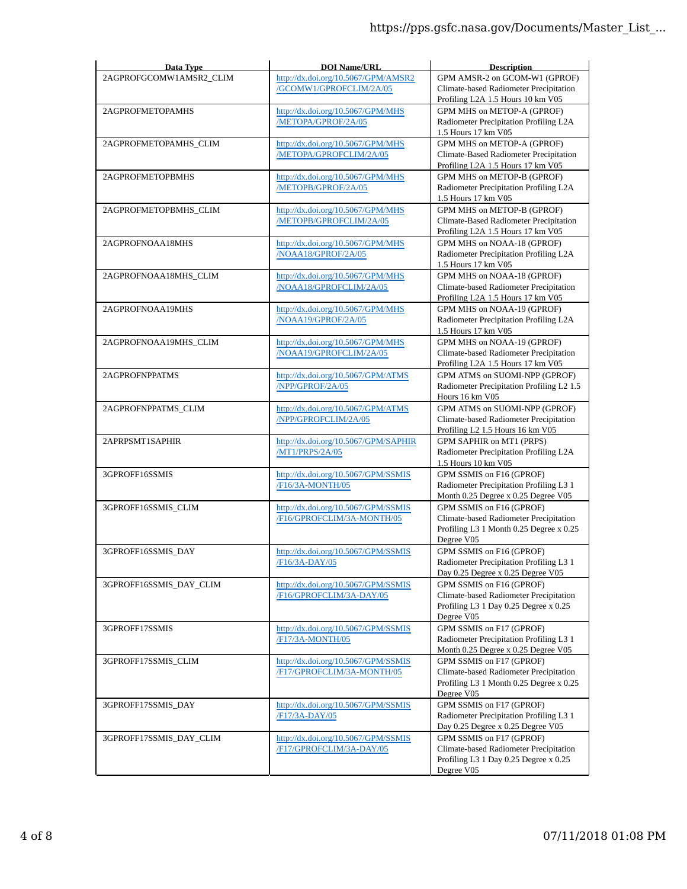| Data Type | DOI Name/URL | Description |
|---|---|---|
| 2AGPROFGCOMW1AMSR2_CLIM | http://dx.doi.org/10.5067/GPM/AMSR2/GCOMW1/GPROFCLIM/2A/05 | GPM AMSR-2 on GCOM-W1 (GPROF) Climate-based Radiometer Precipitation Profiling L2A 1.5 Hours 10 km V05 |
| 2AGPROFMETOPAMHS | http://dx.doi.org/10.5067/GPM/MHS/METOPA/GPROF/2A/05 | GPM MHS on METOP-A (GPROF) Radiometer Precipitation Profiling L2A 1.5 Hours 17 km V05 |
| 2AGPROFMETOPAMHS_CLIM | http://dx.doi.org/10.5067/GPM/MHS/METOPA/GPROFCLIM/2A/05 | GPM MHS on METOP-A (GPROF) Climate-Based Radiometer Precipitation Profiling L2A 1.5 Hours 17 km V05 |
| 2AGPROFMETOPBMHS | http://dx.doi.org/10.5067/GPM/MHS/METOPB/GPROF/2A/05 | GPM MHS on METOP-B (GPROF) Radiometer Precipitation Profiling L2A 1.5 Hours 17 km V05 |
| 2AGPROFMETOPBMHS_CLIM | http://dx.doi.org/10.5067/GPM/MHS/METOPB/GPROFCLIM/2A/05 | GPM MHS on METOP-B (GPROF) Climate-Based Radiometer Precipitation Profiling L2A 1.5 Hours 17 km V05 |
| 2AGPROFNOAA18MHS | http://dx.doi.org/10.5067/GPM/MHS/NOAA18/GPROF/2A/05 | GPM MHS on NOAA-18 (GPROF) Radiometer Precipitation Profiling L2A 1.5 Hours 17 km V05 |
| 2AGPROFNOAA18MHS_CLIM | http://dx.doi.org/10.5067/GPM/MHS/NOAA18/GPROFCLIM/2A/05 | GPM MHS on NOAA-18 (GPROF) Climate-based Radiometer Precipitation Profiling L2A 1.5 Hours 17 km V05 |
| 2AGPROFNOAA19MHS | http://dx.doi.org/10.5067/GPM/MHS/NOAA19/GPROF/2A/05 | GPM MHS on NOAA-19 (GPROF) Radiometer Precipitation Profiling L2A 1.5 Hours 17 km V05 |
| 2AGPROFNOAA19MHS_CLIM | http://dx.doi.org/10.5067/GPM/MHS/NOAA19/GPROFCLIM/2A/05 | GPM MHS on NOAA-19 (GPROF) Climate-based Radiometer Precipitation Profiling L2A 1.5 Hours 17 km V05 |
| 2AGPROFNPPATMS | http://dx.doi.org/10.5067/GPM/ATMS/NPP/GPROF/2A/05 | GPM ATMS on SUOMI-NPP (GPROF) Radiometer Precipitation Profiling L2 1.5 Hours 16 km V05 |
| 2AGPROFNPPATMS_CLIM | http://dx.doi.org/10.5067/GPM/ATMS/NPP/GPROFCLIM/2A/05 | GPM ATMS on SUOMI-NPP (GPROF) Climate-based Radiometer Precipitation Profiling L2 1.5 Hours 16 km V05 |
| 2APRPSMT1SAPHIR | http://dx.doi.org/10.5067/GPM/SAPHIR/MT1/PRPS/2A/05 | GPM SAPHIR on MT1 (PRPS) Radiometer Precipitation Profiling L2A 1.5 Hours 10 km V05 |
| 3GPROFF16SSMIS | http://dx.doi.org/10.5067/GPM/SSMIS/F16/3A-MONTH/05 | GPM SSMIS on F16 (GPROF) Radiometer Precipitation Profiling L3 1 Month 0.25 Degree x 0.25 Degree V05 |
| 3GPROFF16SSMIS_CLIM | http://dx.doi.org/10.5067/GPM/SSMIS/F16/GPROFCLIM/3A-MONTH/05 | GPM SSMIS on F16 (GPROF) Climate-based Radiometer Precipitation Profiling L3 1 Month 0.25 Degree x 0.25 Degree V05 |
| 3GPROFF16SSMIS_DAY | http://dx.doi.org/10.5067/GPM/SSMIS/F16/3A-DAY/05 | GPM SSMIS on F16 (GPROF) Radiometer Precipitation Profiling L3 1 Day 0.25 Degree x 0.25 Degree V05 |
| 3GPROFF16SSMIS_DAY_CLIM | http://dx.doi.org/10.5067/GPM/SSMIS/F16/GPROFCLIM/3A-DAY/05 | GPM SSMIS on F16 (GPROF) Climate-based Radiometer Precipitation Profiling L3 1 Day 0.25 Degree x 0.25 Degree V05 |
| 3GPROFF17SSMIS | http://dx.doi.org/10.5067/GPM/SSMIS/F17/3A-MONTH/05 | GPM SSMIS on F17 (GPROF) Radiometer Precipitation Profiling L3 1 Month 0.25 Degree x 0.25 Degree V05 |
| 3GPROFF17SSMIS_CLIM | http://dx.doi.org/10.5067/GPM/SSMIS/F17/GPROFCLIM/3A-MONTH/05 | GPM SSMIS on F17 (GPROF) Climate-based Radiometer Precipitation Profiling L3 1 Month 0.25 Degree x 0.25 Degree V05 |
| 3GPROFF17SSMIS_DAY | http://dx.doi.org/10.5067/GPM/SSMIS/F17/3A-DAY/05 | GPM SSMIS on F17 (GPROF) Radiometer Precipitation Profiling L3 1 Day 0.25 Degree x 0.25 Degree V05 |
| 3GPROFF17SSMIS_DAY_CLIM | http://dx.doi.org/10.5067/GPM/SSMIS/F17/GPROFCLIM/3A-DAY/05 | GPM SSMIS on F17 (GPROF) Climate-based Radiometer Precipitation Profiling L3 1 Day 0.25 Degree x 0.25 Degree V05 |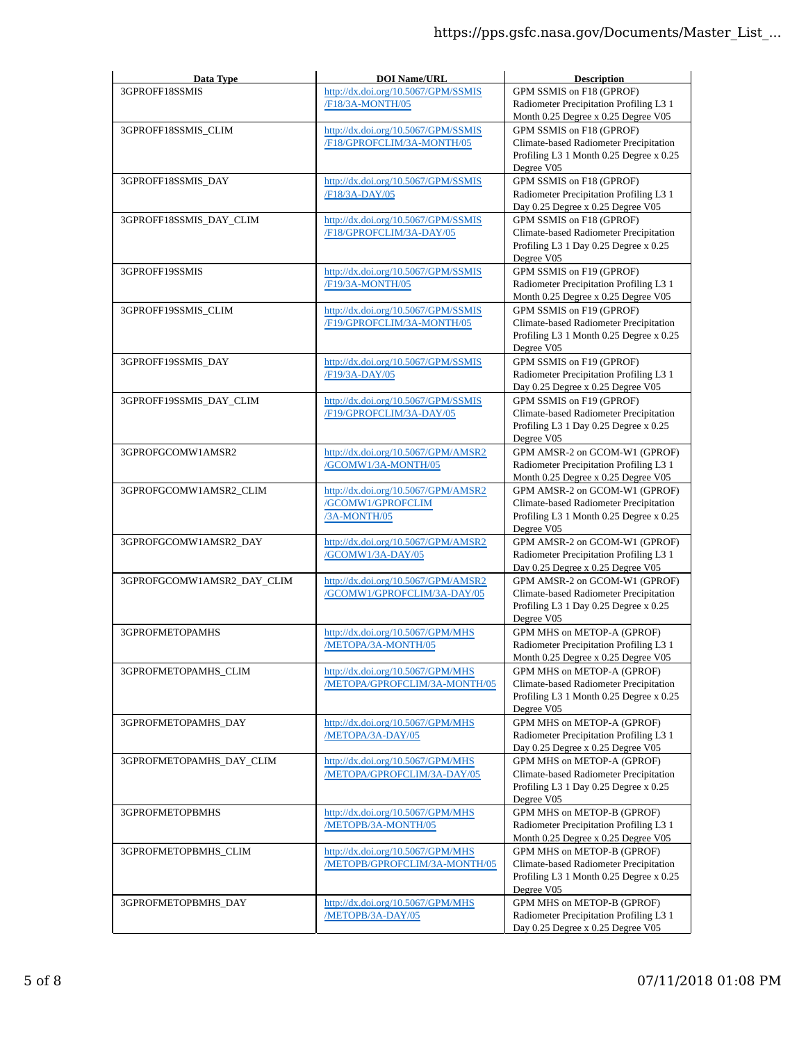| Data Type | DOI Name/URL | Description |
|---|---|---|
| 3GPROFF18SSMIS | http://dx.doi.org/10.5067/GPM/SSMIS/F18/3A-MONTH/05 | GPM SSMIS on F18 (GPROF) Radiometer Precipitation Profiling L3 1 Month 0.25 Degree x 0.25 Degree V05 |
| 3GPROFF18SSMIS_CLIM | http://dx.doi.org/10.5067/GPM/SSMIS/F18/GPROFCLIM/3A-MONTH/05 | GPM SSMIS on F18 (GPROF) Climate-based Radiometer Precipitation Profiling L3 1 Month 0.25 Degree x 0.25 Degree V05 |
| 3GPROFF18SSMIS_DAY | http://dx.doi.org/10.5067/GPM/SSMIS/F18/3A-DAY/05 | GPM SSMIS on F18 (GPROF) Radiometer Precipitation Profiling L3 1 Day 0.25 Degree x 0.25 Degree V05 |
| 3GPROFF18SSMIS_DAY_CLIM | http://dx.doi.org/10.5067/GPM/SSMIS/F18/GPROFCLIM/3A-DAY/05 | GPM SSMIS on F18 (GPROF) Climate-based Radiometer Precipitation Profiling L3 1 Day 0.25 Degree x 0.25 Degree V05 |
| 3GPROFF19SSMIS | http://dx.doi.org/10.5067/GPM/SSMIS/F19/3A-MONTH/05 | GPM SSMIS on F19 (GPROF) Radiometer Precipitation Profiling L3 1 Month 0.25 Degree x 0.25 Degree V05 |
| 3GPROFF19SSMIS_CLIM | http://dx.doi.org/10.5067/GPM/SSMIS/F19/GPROFCLIM/3A-MONTH/05 | GPM SSMIS on F19 (GPROF) Climate-based Radiometer Precipitation Profiling L3 1 Month 0.25 Degree x 0.25 Degree V05 |
| 3GPROFF19SSMIS_DAY | http://dx.doi.org/10.5067/GPM/SSMIS/F19/3A-DAY/05 | GPM SSMIS on F19 (GPROF) Radiometer Precipitation Profiling L3 1 Day 0.25 Degree x 0.25 Degree V05 |
| 3GPROFF19SSMIS_DAY_CLIM | http://dx.doi.org/10.5067/GPM/SSMIS/F19/GPROFCLIM/3A-DAY/05 | GPM SSMIS on F19 (GPROF) Climate-based Radiometer Precipitation Profiling L3 1 Day 0.25 Degree x 0.25 Degree V05 |
| 3GPROFGCOMW1AMSR2 | http://dx.doi.org/10.5067/GPM/AMSR2/GCOMW1/3A-MONTH/05 | GPM AMSR-2 on GCOM-W1 (GPROF) Radiometer Precipitation Profiling L3 1 Month 0.25 Degree x 0.25 Degree V05 |
| 3GPROFGCOMW1AMSR2_CLIM | http://dx.doi.org/10.5067/GPM/AMSR2/GCOMW1/GPROFCLIM/3A-MONTH/05 | GPM AMSR-2 on GCOM-W1 (GPROF) Climate-based Radiometer Precipitation Profiling L3 1 Month 0.25 Degree x 0.25 Degree V05 |
| 3GPROFGCOMW1AMSR2_DAY | http://dx.doi.org/10.5067/GPM/AMSR2/GCOMW1/3A-DAY/05 | GPM AMSR-2 on GCOM-W1 (GPROF) Radiometer Precipitation Profiling L3 1 Day 0.25 Degree x 0.25 Degree V05 |
| 3GPROFGCOMW1AMSR2_DAY_CLIM | http://dx.doi.org/10.5067/GPM/AMSR2/GCOMW1/GPROFCLIM/3A-DAY/05 | GPM AMSR-2 on GCOM-W1 (GPROF) Climate-based Radiometer Precipitation Profiling L3 1 Day 0.25 Degree x 0.25 Degree V05 |
| 3GPROFMETOPAMHS | http://dx.doi.org/10.5067/GPM/MHS/METOPA/3A-MONTH/05 | GPM MHS on METOP-A (GPROF) Radiometer Precipitation Profiling L3 1 Month 0.25 Degree x 0.25 Degree V05 |
| 3GPROFMETOPAMHS_CLIM | http://dx.doi.org/10.5067/GPM/MHS/METOPA/GPROFCLIM/3A-MONTH/05 | GPM MHS on METOP-A (GPROF) Climate-based Radiometer Precipitation Profiling L3 1 Month 0.25 Degree x 0.25 Degree V05 |
| 3GPROFMETOPAMHS_DAY | http://dx.doi.org/10.5067/GPM/MHS/METOPA/3A-DAY/05 | GPM MHS on METOP-A (GPROF) Radiometer Precipitation Profiling L3 1 Day 0.25 Degree x 0.25 Degree V05 |
| 3GPROFMETOPAMHS_DAY_CLIM | http://dx.doi.org/10.5067/GPM/MHS/METOPA/GPROFCLIM/3A-DAY/05 | GPM MHS on METOP-A (GPROF) Climate-based Radiometer Precipitation Profiling L3 1 Day 0.25 Degree x 0.25 Degree V05 |
| 3GPROFMETOPBMHS | http://dx.doi.org/10.5067/GPM/MHS/METOPB/3A-MONTH/05 | GPM MHS on METOP-B (GPROF) Radiometer Precipitation Profiling L3 1 Month 0.25 Degree x 0.25 Degree V05 |
| 3GPROFMETOPBMHS_CLIM | http://dx.doi.org/10.5067/GPM/MHS/METOPB/GPROFCLIM/3A-MONTH/05 | GPM MHS on METOP-B (GPROF) Climate-based Radiometer Precipitation Profiling L3 1 Month 0.25 Degree x 0.25 Degree V05 |
| 3GPROFMETOPBMHS_DAY | http://dx.doi.org/10.5067/GPM/MHS/METOPB/3A-DAY/05 | GPM MHS on METOP-B (GPROF) Radiometer Precipitation Profiling L3 1 Day 0.25 Degree x 0.25 Degree V05 |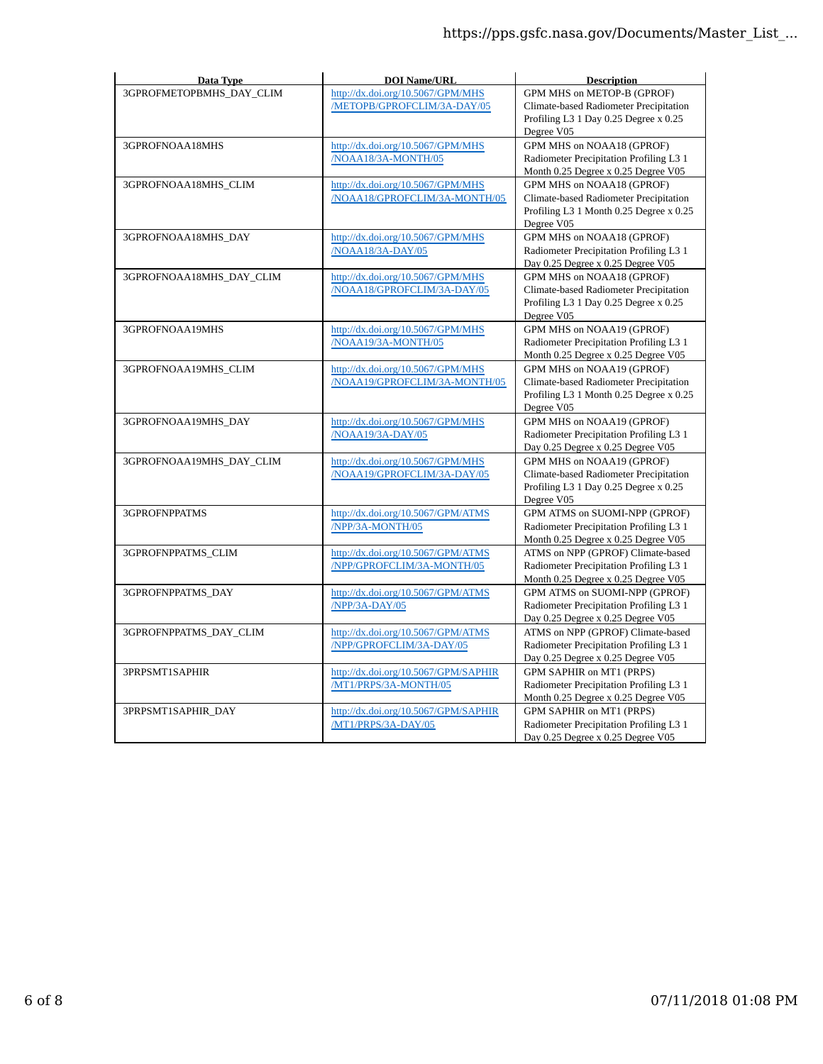| Data Type | DOI Name/URL | Description |
| --- | --- | --- |
| 3GPROFMETOPBMHS_DAY_CLIM | http://dx.doi.org/10.5067/GPM/MHS/METOPB/GPROFCLIM/3A-DAY/05 | GPM MHS on METOP-B (GPROF) Climate-based Radiometer Precipitation Profiling L3 1 Day 0.25 Degree x 0.25 Degree V05 |
| 3GPROFNOAA18MHS | http://dx.doi.org/10.5067/GPM/MHS/NOAA18/3A-MONTH/05 | GPM MHS on NOAA18 (GPROF) Radiometer Precipitation Profiling L3 1 Month 0.25 Degree x 0.25 Degree V05 |
| 3GPROFNOAA18MHS_CLIM | http://dx.doi.org/10.5067/GPM/MHS/NOAA18/GPROFCLIM/3A-MONTH/05 | GPM MHS on NOAA18 (GPROF) Climate-based Radiometer Precipitation Profiling L3 1 Month 0.25 Degree x 0.25 Degree V05 |
| 3GPROFNOAA18MHS_DAY | http://dx.doi.org/10.5067/GPM/MHS/NOAA18/3A-DAY/05 | GPM MHS on NOAA18 (GPROF) Radiometer Precipitation Profiling L3 1 Day 0.25 Degree x 0.25 Degree V05 |
| 3GPROFNOAA18MHS_DAY_CLIM | http://dx.doi.org/10.5067/GPM/MHS/NOAA18/GPROFCLIM/3A-DAY/05 | GPM MHS on NOAA18 (GPROF) Climate-based Radiometer Precipitation Profiling L3 1 Day 0.25 Degree x 0.25 Degree V05 |
| 3GPROFNOAA19MHS | http://dx.doi.org/10.5067/GPM/MHS/NOAA19/3A-MONTH/05 | GPM MHS on NOAA19 (GPROF) Radiometer Precipitation Profiling L3 1 Month 0.25 Degree x 0.25 Degree V05 |
| 3GPROFNOAA19MHS_CLIM | http://dx.doi.org/10.5067/GPM/MHS/NOAA19/GPROFCLIM/3A-MONTH/05 | GPM MHS on NOAA19 (GPROF) Climate-based Radiometer Precipitation Profiling L3 1 Month 0.25 Degree x 0.25 Degree V05 |
| 3GPROFNOAA19MHS_DAY | http://dx.doi.org/10.5067/GPM/MHS/NOAA19/3A-DAY/05 | GPM MHS on NOAA19 (GPROF) Radiometer Precipitation Profiling L3 1 Day 0.25 Degree x 0.25 Degree V05 |
| 3GPROFNOAA19MHS_DAY_CLIM | http://dx.doi.org/10.5067/GPM/MHS/NOAA19/GPROFCLIM/3A-DAY/05 | GPM MHS on NOAA19 (GPROF) Climate-based Radiometer Precipitation Profiling L3 1 Day 0.25 Degree x 0.25 Degree V05 |
| 3GPROFNPPATMS | http://dx.doi.org/10.5067/GPM/ATMS/NPP/3A-MONTH/05 | GPM ATMS on SUOMI-NPP (GPROF) Radiometer Precipitation Profiling L3 1 Month 0.25 Degree x 0.25 Degree V05 |
| 3GPROFNPPATMS_CLIM | http://dx.doi.org/10.5067/GPM/ATMS/NPP/GPROFCLIM/3A-MONTH/05 | ATMS on NPP (GPROF) Climate-based Radiometer Precipitation Profiling L3 1 Month 0.25 Degree x 0.25 Degree V05 |
| 3GPROFNPPATMS_DAY | http://dx.doi.org/10.5067/GPM/ATMS/NPP/3A-DAY/05 | GPM ATMS on SUOMI-NPP (GPROF) Radiometer Precipitation Profiling L3 1 Day 0.25 Degree x 0.25 Degree V05 |
| 3GPROFNPPATMS_DAY_CLIM | http://dx.doi.org/10.5067/GPM/ATMS/NPP/GPROFCLIM/3A-DAY/05 | ATMS on NPP (GPROF) Climate-based Radiometer Precipitation Profiling L3 1 Day 0.25 Degree x 0.25 Degree V05 |
| 3PRPSMT1SAPHIR | http://dx.doi.org/10.5067/GPM/SAPHIR/MT1/PRPS/3A-MONTH/05 | GPM SAPHIR on MT1 (PRPS) Radiometer Precipitation Profiling L3 1 Month 0.25 Degree x 0.25 Degree V05 |
| 3PRPSMT1SAPHIR_DAY | http://dx.doi.org/10.5067/GPM/SAPHIR/MT1/PRPS/3A-DAY/05 | GPM SAPHIR on MT1 (PRPS) Radiometer Precipitation Profiling L3 1 Day 0.25 Degree x 0.25 Degree V05 |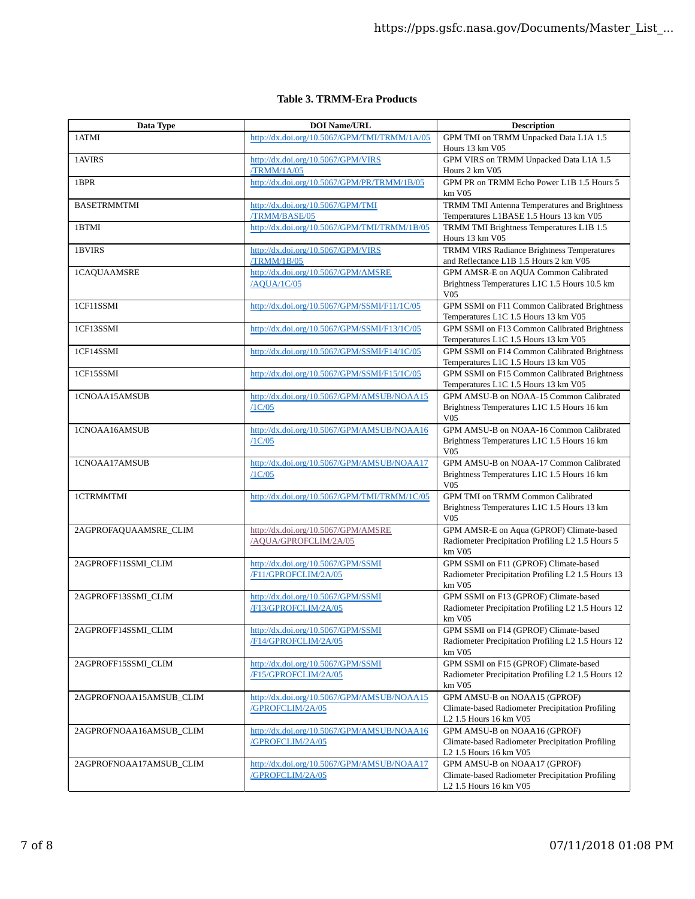**Table 3. TRMM-Era Products**

| Data Type | DOI Name/URL | Description |
|---|---|---|
| 1ATMI | http://dx.doi.org/10.5067/GPM/TMI/TRMM/1A/05 | GPM TMI on TRMM Unpacked Data L1A 1.5 Hours 13 km V05 |
| 1AVIRS | http://dx.doi.org/10.5067/GPM/VIRS/TRMM/1A/05 | GPM VIRS on TRMM Unpacked Data L1A 1.5 Hours 2 km V05 |
| 1BPR | http://dx.doi.org/10.5067/GPM/PR/TRMM/1B/05 | GPM PR on TRMM Echo Power L1B 1.5 Hours 5 km V05 |
| BASETRMMTMI | http://dx.doi.org/10.5067/GPM/TMI/TRMM/BASE/05 | TRMM TMI Antenna Temperatures and Brightness Temperatures L1BASE 1.5 Hours 13 km V05 |
| 1BTMI | http://dx.doi.org/10.5067/GPM/TMI/TRMM/1B/05 | TRMM TMI Brightness Temperatures L1B 1.5 Hours 13 km V05 |
| 1BVIRS | http://dx.doi.org/10.5067/GPM/VIRS/TRMM/1B/05 | TRMM VIRS Radiance Brightness Temperatures and Reflectance L1B 1.5 Hours 2 km V05 |
| 1CAQUAAMSRE | http://dx.doi.org/10.5067/GPM/AMSRE/AQUA/1C/05 | GPM AMSR-E on AQUA Common Calibrated Brightness Temperatures L1C 1.5 Hours 10.5 km V05 |
| 1CF11SSMI | http://dx.doi.org/10.5067/GPM/SSMI/F11/1C/05 | GPM SSMI on F11 Common Calibrated Brightness Temperatures L1C 1.5 Hours 13 km V05 |
| 1CF13SSMI | http://dx.doi.org/10.5067/GPM/SSMI/F13/1C/05 | GPM SSMI on F13 Common Calibrated Brightness Temperatures L1C 1.5 Hours 13 km V05 |
| 1CF14SSMI | http://dx.doi.org/10.5067/GPM/SSMI/F14/1C/05 | GPM SSMI on F14 Common Calibrated Brightness Temperatures L1C 1.5 Hours 13 km V05 |
| 1CF15SSMI | http://dx.doi.org/10.5067/GPM/SSMI/F15/1C/05 | GPM SSMI on F15 Common Calibrated Brightness Temperatures L1C 1.5 Hours 13 km V05 |
| 1CNOAA15AMSUB | http://dx.doi.org/10.5067/GPM/AMSUB/NOAA15/1C/05 | GPM AMSU-B on NOAA-15 Common Calibrated Brightness Temperatures L1C 1.5 Hours 16 km V05 |
| 1CNOAA16AMSUB | http://dx.doi.org/10.5067/GPM/AMSUB/NOAA16/1C/05 | GPM AMSU-B on NOAA-16 Common Calibrated Brightness Temperatures L1C 1.5 Hours 16 km V05 |
| 1CNOAA17AMSUB | http://dx.doi.org/10.5067/GPM/AMSUB/NOAA17/1C/05 | GPM AMSU-B on NOAA-17 Common Calibrated Brightness Temperatures L1C 1.5 Hours 16 km V05 |
| 1CTRMMTMI | http://dx.doi.org/10.5067/GPM/TMI/TRMM/1C/05 | GPM TMI on TRMM Common Calibrated Brightness Temperatures L1C 1.5 Hours 13 km V05 |
| 2AGPROFAQUAAMSRE_CLIM | http://dx.doi.org/10.5067/GPM/AMSRE/AQUA/GPROFCLIM/2A/05 | GPM AMSR-E on Aqua (GPROF) Climate-based Radiometer Precipitation Profiling L2 1.5 Hours 5 km V05 |
| 2AGPROFF11SSMI_CLIM | http://dx.doi.org/10.5067/GPM/SSMI/F11/GPROFCLIM/2A/05 | GPM SSMI on F11 (GPROF) Climate-based Radiometer Precipitation Profiling L2 1.5 Hours 13 km V05 |
| 2AGPROFF13SSMI_CLIM | http://dx.doi.org/10.5067/GPM/SSMI/F13/GPROFCLIM/2A/05 | GPM SSMI on F13 (GPROF) Climate-based Radiometer Precipitation Profiling L2 1.5 Hours 12 km V05 |
| 2AGPROFF14SSMI_CLIM | http://dx.doi.org/10.5067/GPM/SSMI/F14/GPROFCLIM/2A/05 | GPM SSMI on F14 (GPROF) Climate-based Radiometer Precipitation Profiling L2 1.5 Hours 12 km V05 |
| 2AGPROFF15SSMI_CLIM | http://dx.doi.org/10.5067/GPM/SSMI/F15/GPROFCLIM/2A/05 | GPM SSMI on F15 (GPROF) Climate-based Radiometer Precipitation Profiling L2 1.5 Hours 12 km V05 |
| 2AGPROFNOAA15AMSUB_CLIM | http://dx.doi.org/10.5067/GPM/AMSUB/NOAA15/GPROFCLIM/2A/05 | GPM AMSU-B on NOAA15 (GPROF) Climate-based Radiometer Precipitation Profiling L2 1.5 Hours 16 km V05 |
| 2AGPROFNOAA16AMSUB_CLIM | http://dx.doi.org/10.5067/GPM/AMSUB/NOAA16/GPROFCLIM/2A/05 | GPM AMSU-B on NOAA16 (GPROF) Climate-based Radiometer Precipitation Profiling L2 1.5 Hours 16 km V05 |
| 2AGPROFNOAA17AMSUB_CLIM | http://dx.doi.org/10.5067/GPM/AMSUB/NOAA17/GPROFCLIM/2A/05 | GPM AMSU-B on NOAA17 (GPROF) Climate-based Radiometer Precipitation Profiling L2 1.5 Hours 16 km V05 |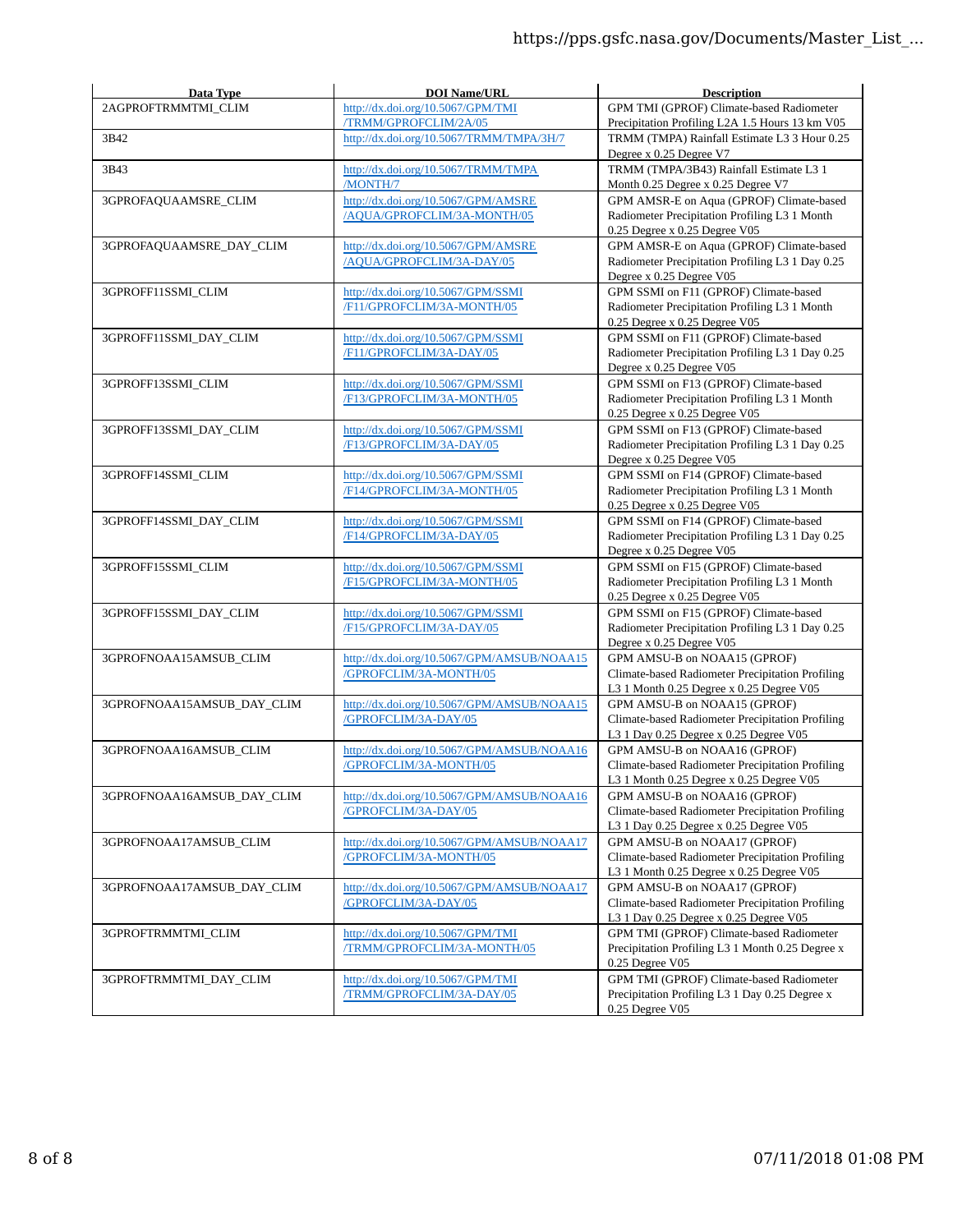| Data Type | DOI Name/URL | Description |
|---|---|---|
| 2AGPROFTRMMTMI_CLIM | http://dx.doi.org/10.5067/GPM/TMI/TRMM/GPROFCLIM/2A/05 | GPM TMI (GPROF) Climate-based Radiometer Precipitation Profiling L2A 1.5 Hours 13 km V05 |
| 3B42 | http://dx.doi.org/10.5067/TRMM/TMPA/3H/7 | TRMM (TMPA) Rainfall Estimate L3 3 Hour 0.25 Degree x 0.25 Degree V7 |
| 3B43 | http://dx.doi.org/10.5067/TRMM/TMPA/MONTH/7 | TRMM (TMPA/3B43) Rainfall Estimate L3 1 Month 0.25 Degree x 0.25 Degree V7 |
| 3GPROFAQUAAMSRE_CLIM | http://dx.doi.org/10.5067/GPM/AMSRE/AQUA/GPROFCLIM/3A-MONTH/05 | GPM AMSR-E on Aqua (GPROF) Climate-based Radiometer Precipitation Profiling L3 1 Month 0.25 Degree x 0.25 Degree V05 |
| 3GPROFAQUAAMSRE_DAY_CLIM | http://dx.doi.org/10.5067/GPM/AMSRE/AQUA/GPROFCLIM/3A-DAY/05 | GPM AMSR-E on Aqua (GPROF) Climate-based Radiometer Precipitation Profiling L3 1 Day 0.25 Degree x 0.25 Degree V05 |
| 3GPROFF11SSMI_CLIM | http://dx.doi.org/10.5067/GPM/SSMI/F11/GPROFCLIM/3A-MONTH/05 | GPM SSMI on F11 (GPROF) Climate-based Radiometer Precipitation Profiling L3 1 Month 0.25 Degree x 0.25 Degree V05 |
| 3GPROFF11SSMI_DAY_CLIM | http://dx.doi.org/10.5067/GPM/SSMI/F11/GPROFCLIM/3A-DAY/05 | GPM SSMI on F11 (GPROF) Climate-based Radiometer Precipitation Profiling L3 1 Day 0.25 Degree x 0.25 Degree V05 |
| 3GPROFF13SSMI_CLIM | http://dx.doi.org/10.5067/GPM/SSMI/F13/GPROFCLIM/3A-MONTH/05 | GPM SSMI on F13 (GPROF) Climate-based Radiometer Precipitation Profiling L3 1 Month 0.25 Degree x 0.25 Degree V05 |
| 3GPROFF13SSMI_DAY_CLIM | http://dx.doi.org/10.5067/GPM/SSMI/F13/GPROFCLIM/3A-DAY/05 | GPM SSMI on F13 (GPROF) Climate-based Radiometer Precipitation Profiling L3 1 Day 0.25 Degree x 0.25 Degree V05 |
| 3GPROFF14SSMI_CLIM | http://dx.doi.org/10.5067/GPM/SSMI/F14/GPROFCLIM/3A-MONTH/05 | GPM SSMI on F14 (GPROF) Climate-based Radiometer Precipitation Profiling L3 1 Month 0.25 Degree x 0.25 Degree V05 |
| 3GPROFF14SSMI_DAY_CLIM | http://dx.doi.org/10.5067/GPM/SSMI/F14/GPROFCLIM/3A-DAY/05 | GPM SSMI on F14 (GPROF) Climate-based Radiometer Precipitation Profiling L3 1 Day 0.25 Degree x 0.25 Degree V05 |
| 3GPROFF15SSMI_CLIM | http://dx.doi.org/10.5067/GPM/SSMI/F15/GPROFCLIM/3A-MONTH/05 | GPM SSMI on F15 (GPROF) Climate-based Radiometer Precipitation Profiling L3 1 Month 0.25 Degree x 0.25 Degree V05 |
| 3GPROFF15SSMI_DAY_CLIM | http://dx.doi.org/10.5067/GPM/SSMI/F15/GPROFCLIM/3A-DAY/05 | GPM SSMI on F15 (GPROF) Climate-based Radiometer Precipitation Profiling L3 1 Day 0.25 Degree x 0.25 Degree V05 |
| 3GPROFNOAA15AMSUB_CLIM | http://dx.doi.org/10.5067/GPM/AMSUB/NOAA15/GPROFCLIM/3A-MONTH/05 | GPM AMSU-B on NOAA15 (GPROF) Climate-based Radiometer Precipitation Profiling L3 1 Month 0.25 Degree x 0.25 Degree V05 |
| 3GPROFNOAA15AMSUB_DAY_CLIM | http://dx.doi.org/10.5067/GPM/AMSUB/NOAA15/GPROFCLIM/3A-DAY/05 | GPM AMSU-B on NOAA15 (GPROF) Climate-based Radiometer Precipitation Profiling L3 1 Day 0.25 Degree x 0.25 Degree V05 |
| 3GPROFNOAA16AMSUB_CLIM | http://dx.doi.org/10.5067/GPM/AMSUB/NOAA16/GPROFCLIM/3A-MONTH/05 | GPM AMSU-B on NOAA16 (GPROF) Climate-based Radiometer Precipitation Profiling L3 1 Month 0.25 Degree x 0.25 Degree V05 |
| 3GPROFNOAA16AMSUB_DAY_CLIM | http://dx.doi.org/10.5067/GPM/AMSUB/NOAA16/GPROFCLIM/3A-DAY/05 | GPM AMSU-B on NOAA16 (GPROF) Climate-based Radiometer Precipitation Profiling L3 1 Day 0.25 Degree x 0.25 Degree V05 |
| 3GPROFNOAA17AMSUB_CLIM | http://dx.doi.org/10.5067/GPM/AMSUB/NOAA17/GPROFCLIM/3A-MONTH/05 | GPM AMSU-B on NOAA17 (GPROF) Climate-based Radiometer Precipitation Profiling L3 1 Month 0.25 Degree x 0.25 Degree V05 |
| 3GPROFNOAA17AMSUB_DAY_CLIM | http://dx.doi.org/10.5067/GPM/AMSUB/NOAA17/GPROFCLIM/3A-DAY/05 | GPM AMSU-B on NOAA17 (GPROF) Climate-based Radiometer Precipitation Profiling L3 1 Day 0.25 Degree x 0.25 Degree V05 |
| 3GPROFTRMMTMI_CLIM | http://dx.doi.org/10.5067/GPM/TMI/TRMM/GPROFCLIM/3A-MONTH/05 | GPM TMI (GPROF) Climate-based Radiometer Precipitation Profiling L3 1 Month 0.25 Degree x 0.25 Degree V05 |
| 3GPROFTRMMTMI_DAY_CLIM | http://dx.doi.org/10.5067/GPM/TMI/TRMM/GPROFCLIM/3A-DAY/05 | GPM TMI (GPROF) Climate-based Radiometer Precipitation Profiling L3 1 Day 0.25 Degree x 0.25 Degree V05 |